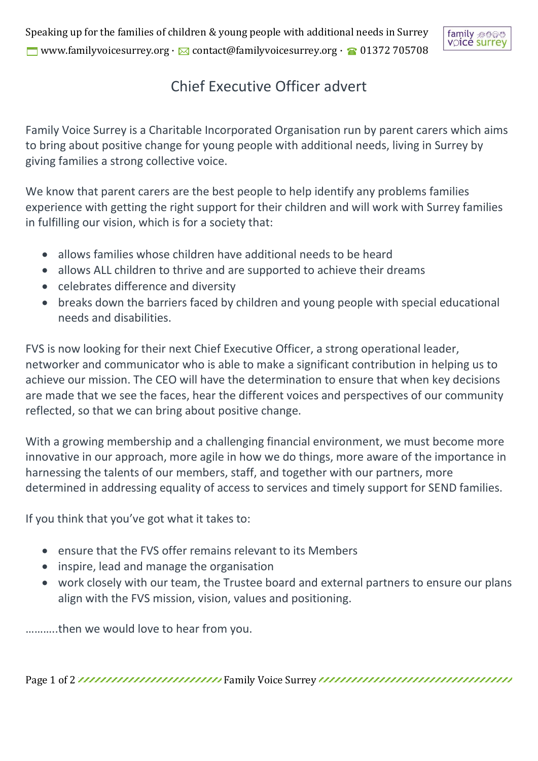# Chief Executive Officer advert

Family Voice Surrey is a Charitable Incorporated Organisation run by parent carers which aims to bring about positive change for young people with additional needs, living in Surrey by giving families a strong collective voice.

We know that parent carers are the best people to help identify any problems families experience with getting the right support for their children and will work with Surrey families in fulfilling our vision, which is for a society that:

- allows families whose children have additional needs to be heard
- allows ALL children to thrive and are supported to achieve their dreams
- celebrates difference and diversity
- breaks down the barriers faced by children and young people with special educational needs and disabilities.

FVS is now looking for their next Chief Executive Officer, a strong operational leader, networker and communicator who is able to make a significant contribution in helping us to achieve our mission. The CEO will have the determination to ensure that when key decisions are made that we see the faces, hear the different voices and perspectives of our community reflected, so that we can bring about positive change.

With a growing membership and a challenging financial environment, we must become more innovative in our approach, more agile in how we do things, more aware of the importance in harnessing the talents of our members, staff, and together with our partners, more determined in addressing equality of access to services and timely support for SEND families.

If you think that you've got what it takes to:

- ensure that the FVS offer remains relevant to its Members
- inspire, lead and manage the organisation
- work closely with our team, the Trustee board and external partners to ensure our plans align with the FVS mission, vision, values and positioning.

...........then we would love to hear from you.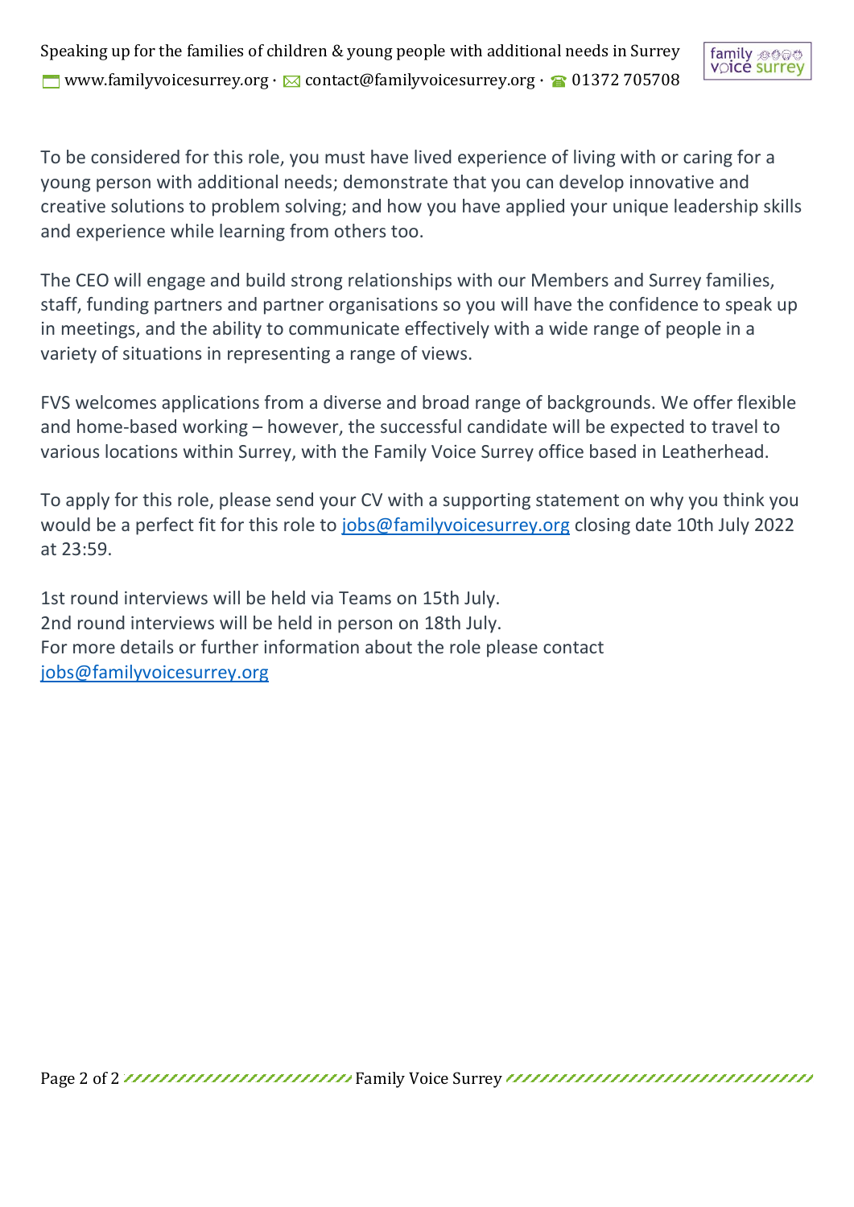To be considered for this role, you must have lived experience of living with or caring for a young person with additional needs; demonstrate that you can develop innovative and creative solutions to problem solving; and how you have applied your unique leadership skills and experience while learning from others too.

The CEO will engage and build strong relationships with our Members and Surrey families, staff, funding partners and partner organisations so you will have the confidence to speak up in meetings, and the ability to communicate effectively with a wide range of people in a variety of situations in representing a range of views.

FVS welcomes applications from a diverse and broad range of backgrounds. We offer flexible and home-based working – however, the successful candidate will be expected to travel to various locations within Surrey, with the Family Voice Surrey office based in Leatherhead.

To apply for this role, please send your CV with a supporting statement on why you think you would be a perfect fit for this role to jobs@familyvoicesurrey.org closing date 10th July 2022 at 23:59.

1st round interviews will be held via Teams on 15th July.
2nd round interviews will be held in person on 18th July.
For more details or further information about the role please contact jobs@familyvoicesurrey.org